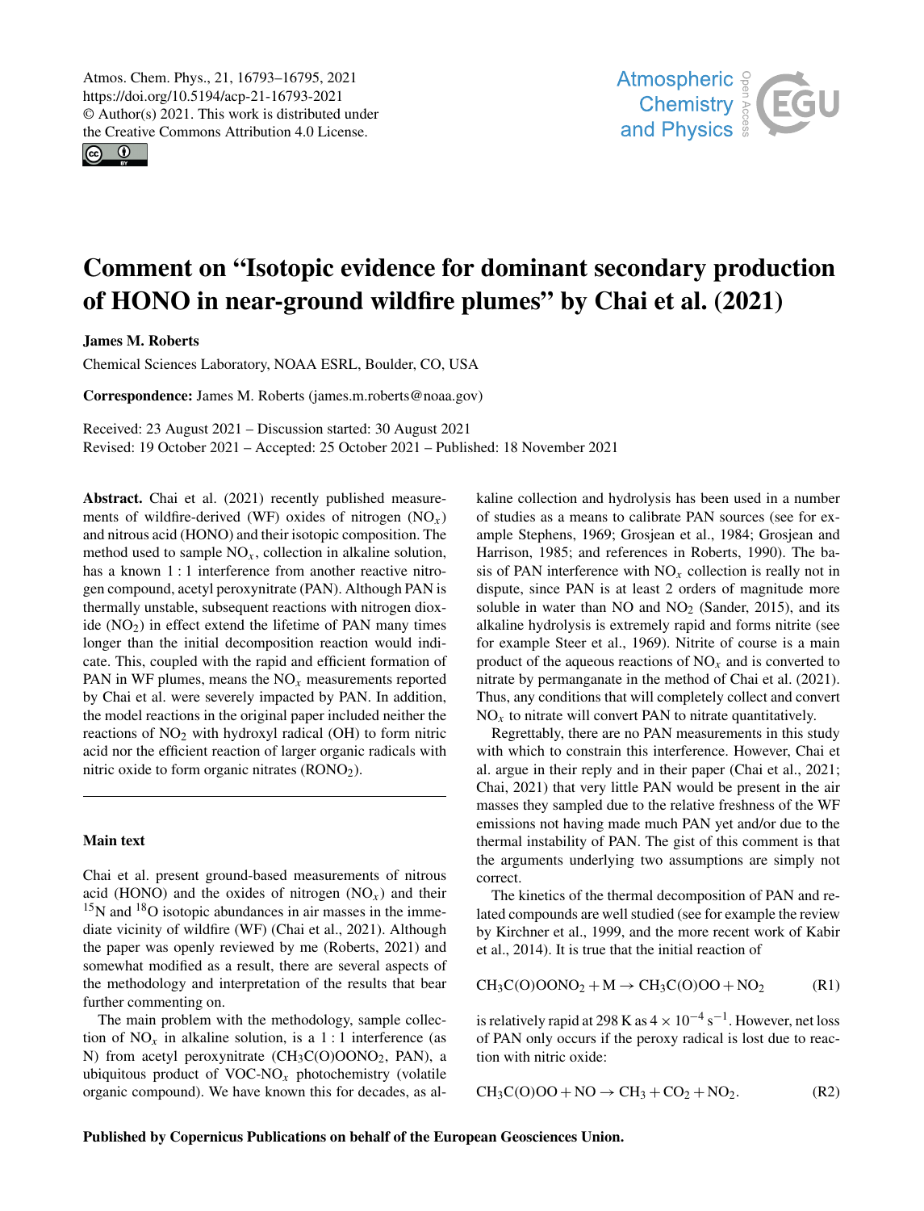# Comment on "Isotopic evidence for dominant secondary production of HONO in near-ground wildfire plumes" by Chai et al. (2021)

**James M. Roberts**

Chemical Sciences Laboratory, NOAA ESRL, Boulder, CO, USA

**Correspondence:** James M. Roberts (james.m.roberts@noaa.gov)

Received: 23 August 2021 – Discussion started: 30 August 2021
Revised: 19 October 2021 – Accepted: 25 October 2021 – Published: 18 November 2021

**Abstract.** Chai et al. (2021) recently published measurements of wildfire-derived (WF) oxides of nitrogen ($NO_x$) and nitrous acid (HONO) and their isotopic composition. The method used to sample $NO_x$, collection in alkaline solution, has a known 1 : 1 interference from another reactive nitrogen compound, acetyl peroxynitrate (PAN). Although PAN is thermally unstable, subsequent reactions with nitrogen dioxide ($NO_2$) in effect extend the lifetime of PAN many times longer than the initial decomposition reaction would indicate. This, coupled with the rapid and efficient formation of PAN in WF plumes, means the $NO_x$ measurements reported by Chai et al. were severely impacted by PAN. In addition, the model reactions in the original paper included neither the reactions of $NO_2$ with hydroxyl radical (OH) to form nitric acid nor the efficient reaction of larger organic radicals with nitric oxide to form organic nitrates ($RONO_2$).

## Main text

Chai et al. present ground-based measurements of nitrous acid (HONO) and the oxides of nitrogen ($NO_x$) and their $^{15}N$ and $^{18}O$ isotopic abundances in air masses in the immediate vicinity of wildfire (WF) (Chai et al., 2021). Although the paper was openly reviewed by me (Roberts, 2021) and somewhat modified as a result, there are several aspects of the methodology and interpretation of the results that bear further commenting on.

The main problem with the methodology, sample collection of $NO_x$ in alkaline solution, is a 1 : 1 interference (as N) from acetyl peroxynitrate ($CH_3C(O)OONO_2$, PAN), a ubiquitous product of VOC-$NO_x$ photochemistry (volatile organic compound). We have known this for decades, as alkaline collection and hydrolysis has been used in a number of studies as a means to calibrate PAN sources (see for example Stephens, 1969; Grosjean et al., 1984; Grosjean and Harrison, 1985; and references in Roberts, 1990). The basis of PAN interference with $NO_x$ collection is really not in dispute, since PAN is at least 2 orders of magnitude more soluble in water than NO and $NO_2$ (Sander, 2015), and its alkaline hydrolysis is extremely rapid and forms nitrite (see for example Steer et al., 1969). Nitrite of course is a main product of the aqueous reactions of $NO_x$ and is converted to nitrate by permanganate in the method of Chai et al. (2021). Thus, any conditions that will completely collect and convert $NO_x$ to nitrate will convert PAN to nitrate quantitatively.

Regrettably, there are no PAN measurements in this study with which to constrain this interference. However, Chai et al. argue in their reply and in their paper (Chai et al., 2021; Chai, 2021) that very little PAN would be present in the air masses they sampled due to the relative freshness of the WF emissions not having made much PAN yet and/or due to the thermal instability of PAN. The gist of this comment is that the arguments underlying two assumptions are simply not correct.

The kinetics of the thermal decomposition of PAN and related compounds are well studied (see for example the review by Kirchner et al., 1999, and the more recent work of Kabir et al., 2014). It is true that the initial reaction of

$$CH_3C(O)OONO_2 + M \rightarrow CH_3C(O)OO + NO_2 \tag{R1}$$

is relatively rapid at 298 K as $4 \times 10^{-4}\,s^{-1}$. However, net loss of PAN only occurs if the peroxy radical is lost due to reaction with nitric oxide:

$$CH_3C(O)OO + NO \rightarrow CH_3 + CO_2 + NO_2. \tag{R2}$$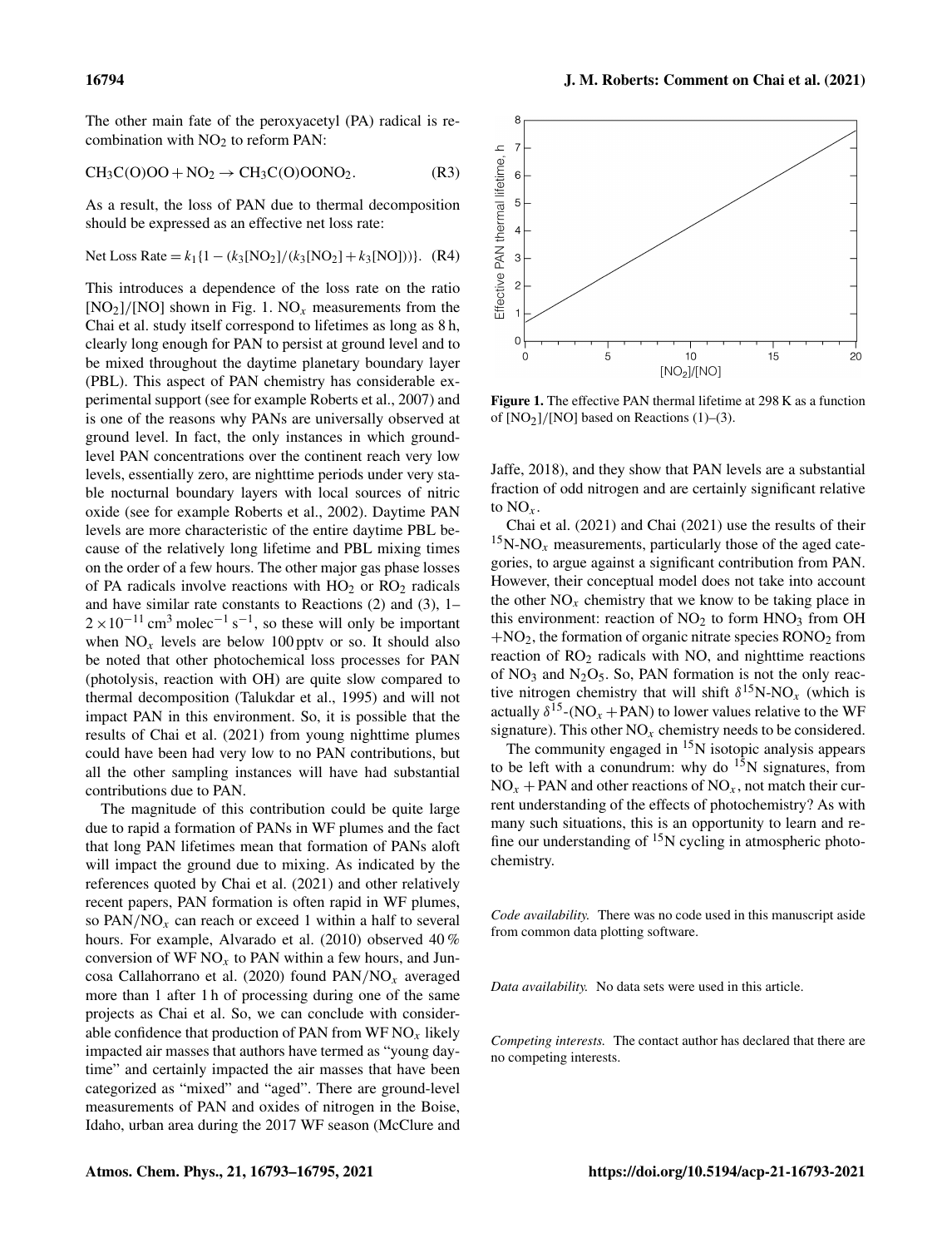The other main fate of the peroxyacetyl (PA) radical is recombination with $NO_2$ to reform PAN:

$$CH_3C(O)OO + NO_2 \rightarrow CH_3C(O)OONO_2. \quad \text{(R3)}$$

As a result, the loss of PAN due to thermal decomposition should be expressed as an effective net loss rate:

$$\text{Net Loss Rate} = k_1\{1 - (k_3[NO_2]/(k_3[NO_2] + k_3[NO]))\}. \quad \text{(R4)}$$

This introduces a dependence of the loss rate on the ratio $[NO_2]/[NO]$ shown in Fig. 1. $NO_x$ measurements from the Chai et al. study itself correspond to lifetimes as long as 8 h, clearly long enough for PAN to persist at ground level and to be mixed throughout the daytime planetary boundary layer (PBL). This aspect of PAN chemistry has considerable experimental support (see for example Roberts et al., 2007) and is one of the reasons why PANs are universally observed at ground level. In fact, the only instances in which ground-level PAN concentrations over the continent reach very low levels, essentially zero, are nighttime periods under very stable nocturnal boundary layers with local sources of nitric oxide (see for example Roberts et al., 2002). Daytime PAN levels are more characteristic of the entire daytime PBL because of the relatively long lifetime and PBL mixing times on the order of a few hours. The other major gas phase losses of PA radicals involve reactions with $HO_2$ or $RO_2$ radicals and have similar rate constants to Reactions (2) and (3), 1–$2 \times 10^{-11}\,\text{cm}^3\,\text{molec}^{-1}\,\text{s}^{-1}$, so these will only be important when $NO_x$ levels are below 100 pptv or so. It should also be noted that other photochemical loss processes for PAN (photolysis, reaction with OH) are quite slow compared to thermal decomposition (Talukdar et al., 1995) and will not impact PAN in this environment. So, it is possible that the results of Chai et al. (2021) from young nighttime plumes could have been had very low to no PAN contributions, but all the other sampling instances will have had substantial contributions due to PAN.

The magnitude of this contribution could be quite large due to rapid a formation of PANs in WF plumes and the fact that long PAN lifetimes mean that formation of PANs aloft will impact the ground due to mixing. As indicated by the references quoted by Chai et al. (2021) and other relatively recent papers, PAN formation is often rapid in WF plumes, so $PAN/NO_x$ can reach or exceed 1 within a half to several hours. For example, Alvarado et al. (2010) observed 40 % conversion of WF $NO_x$ to PAN within a few hours, and Juncosa Callahorrano et al. (2020) found $PAN/NO_x$ averaged more than 1 after 1 h of processing during one of the same projects as Chai et al. So, we can conclude with considerable confidence that production of PAN from WF $NO_x$ likely impacted air masses that authors have termed as "young daytime" and certainly impacted the air masses that have been categorized as "mixed" and "aged". There are ground-level measurements of PAN and oxides of nitrogen in the Boise, Idaho, urban area during the 2017 WF season (McClure and Jaffe, 2018), and they show that PAN levels are a substantial fraction of odd nitrogen and are certainly significant relative to $NO_x$.

**Figure 1.** The effective PAN thermal lifetime at 298 K as a function of $[NO_2]/[NO]$ based on Reactions (1)–(3).

Chai et al. (2021) and Chai (2021) use the results of their $^{15}N$-$NO_x$ measurements, particularly those of the aged categories, to argue against a significant contribution from PAN. However, their conceptual model does not take into account the other $NO_x$ chemistry that we know to be taking place in this environment: reaction of $NO_2$ to form $HNO_3$ from OH $+NO_2$, the formation of organic nitrate species $RONO_2$ from reaction of $RO_2$ radicals with NO, and nighttime reactions of $NO_3$ and $N_2O_5$. So, PAN formation is not the only reactive nitrogen chemistry that will shift $\delta^{15}N$-$NO_x$ (which is actually $\delta^{15}$-($NO_x$ + PAN) to lower values relative to the WF signature). This other $NO_x$ chemistry needs to be considered.

The community engaged in $^{15}N$ isotopic analysis appears to be left with a conundrum: why do $^{15}N$ signatures, from $NO_x$ + PAN and other reactions of $NO_x$, not match their current understanding of the effects of photochemistry? As with many such situations, this is an opportunity to learn and refine our understanding of $^{15}N$ cycling in atmospheric photochemistry.

*Code availability.* There was no code used in this manuscript aside from common data plotting software.

*Data availability.* No data sets were used in this article.

*Competing interests.* The contact author has declared that there are no competing interests.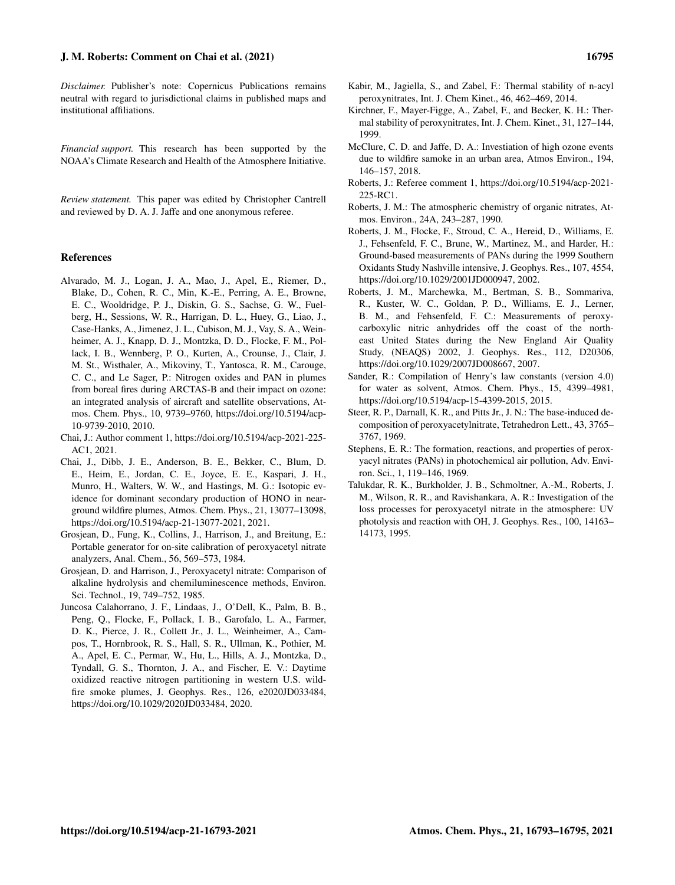*Disclaimer.* Publisher's note: Copernicus Publications remains neutral with regard to jurisdictional claims in published maps and institutional affiliations.

*Financial support.* This research has been supported by the NOAA's Climate Research and Health of the Atmosphere Initiative.

*Review statement.* This paper was edited by Christopher Cantrell and reviewed by D. A. J. Jaffe and one anonymous referee.

## References

Alvarado, M. J., Logan, J. A., Mao, J., Apel, E., Riemer, D., Blake, D., Cohen, R. C., Min, K.-E., Perring, A. E., Browne, E. C., Wooldridge, P. J., Diskin, G. S., Sachse, G. W., Fuelberg, H., Sessions, W. R., Harrigan, D. L., Huey, G., Liao, J., Case-Hanks, A., Jimenez, J. L., Cubison, M. J., Vay, S. A., Weinheimer, A. J., Knapp, D. J., Montzka, D. D., Flocke, F. M., Pollack, I. B., Wennberg, P. O., Kurten, A., Crounse, J., Clair, J. M. St., Wisthaler, A., Mikoviny, T., Yantosca, R. M., Carouge, C. C., and Le Sager, P.: Nitrogen oxides and PAN in plumes from boreal fires during ARCTAS-B and their impact on ozone: an integrated analysis of aircraft and satellite observations, Atmos. Chem. Phys., 10, 9739–9760, https://doi.org/10.5194/acp-10-9739-2010, 2010.

Chai, J.: Author comment 1, https://doi.org/10.5194/acp-2021-225-AC1, 2021.

Chai, J., Dibb, J. E., Anderson, B. E., Bekker, C., Blum, D. E., Heim, E., Jordan, C. E., Joyce, E. E., Kaspari, J. H., Munro, H., Walters, W. W., and Hastings, M. G.: Isotopic evidence for dominant secondary production of HONO in near-ground wildfire plumes, Atmos. Chem. Phys., 21, 13077–13098, https://doi.org/10.5194/acp-21-13077-2021, 2021.

Grosjean, D., Fung, K., Collins, J., Harrison, J., and Breitung, E.: Portable generator for on-site calibration of peroxyacetyl nitrate analyzers, Anal. Chem., 56, 569–573, 1984.

Grosjean, D. and Harrison, J., Peroxyacetyl nitrate: Comparison of alkaline hydrolysis and chemiluminescence methods, Environ. Sci. Technol., 19, 749–752, 1985.

Juncosa Calahorrano, J. F., Lindaas, J., O'Dell, K., Palm, B. B., Peng, Q., Flocke, F., Pollack, I. B., Garofalo, L. A., Farmer, D. K., Pierce, J. R., Collett Jr., J. L., Weinheimer, A., Campos, T., Hornbrook, R. S., Hall, S. R., Ullman, K., Pothier, M. A., Apel, E. C., Permar, W., Hu, L., Hills, A. J., Montzka, D., Tyndall, G. S., Thornton, J. A., and Fischer, E. V.: Daytime oxidized reactive nitrogen partitioning in western U.S. wildfire smoke plumes, J. Geophys. Res., 126, e2020JD033484, https://doi.org/10.1029/2020JD033484, 2020.

Kabir, M., Jagiella, S., and Zabel, F.: Thermal stability of n-acyl peroxynitrates, Int. J. Chem Kinet., 46, 462–469, 2014.

Kirchner, F., Mayer-Figge, A., Zabel, F., and Becker, K. H.: Thermal stability of peroxynitrates, Int. J. Chem. Kinet., 31, 127–144, 1999.

McClure, C. D. and Jaffe, D. A.: Investiation of high ozone events due to wildfire samoke in an urban area, Atmos Environ., 194, 146–157, 2018.

Roberts, J.: Referee comment 1, https://doi.org/10.5194/acp-2021-225-RC1.

Roberts, J. M.: The atmospheric chemistry of organic nitrates, Atmos. Environ., 24A, 243–287, 1990.

Roberts, J. M., Flocke, F., Stroud, C. A., Hereid, D., Williams, E. J., Fehsenfeld, F. C., Brune, W., Martinez, M., and Harder, H.: Ground-based measurements of PANs during the 1999 Southern Oxidants Study Nashville intensive, J. Geophys. Res., 107, 4554, https://doi.org/10.1029/2001JD000947, 2002.

Roberts, J. M., Marchewka, M., Bertman, S. B., Sommariva, R., Kuster, W. C., Goldan, P. D., Williams, E. J., Lerner, B. M., and Fehsenfeld, F. C.: Measurements of peroxycarboxylic nitric anhydrides off the coast of the northeast United States during the New England Air Quality Study, (NEAQS) 2002, J. Geophys. Res., 112, D20306, https://doi.org/10.1029/2007JD008667, 2007.

Sander, R.: Compilation of Henry's law constants (version 4.0) for water as solvent, Atmos. Chem. Phys., 15, 4399–4981, https://doi.org/10.5194/acp-15-4399-2015, 2015.

Steer, R. P., Darnall, K. R., and Pitts Jr., J. N.: The base-induced decomposition of peroxyacetylnitrate, Tetrahedron Lett., 43, 3765–3767, 1969.

Stephens, E. R.: The formation, reactions, and properties of peroxyacyl nitrates (PANs) in photochemical air pollution, Adv. Environ. Sci., 1, 119–146, 1969.

Talukdar, R. K., Burkholder, J. B., Schmoltner, A.-M., Roberts, J. M., Wilson, R. R., and Ravishankara, A. R.: Investigation of the loss processes for peroxyacetyl nitrate in the atmosphere: UV photolysis and reaction with OH, J. Geophys. Res., 100, 14163–14173, 1995.